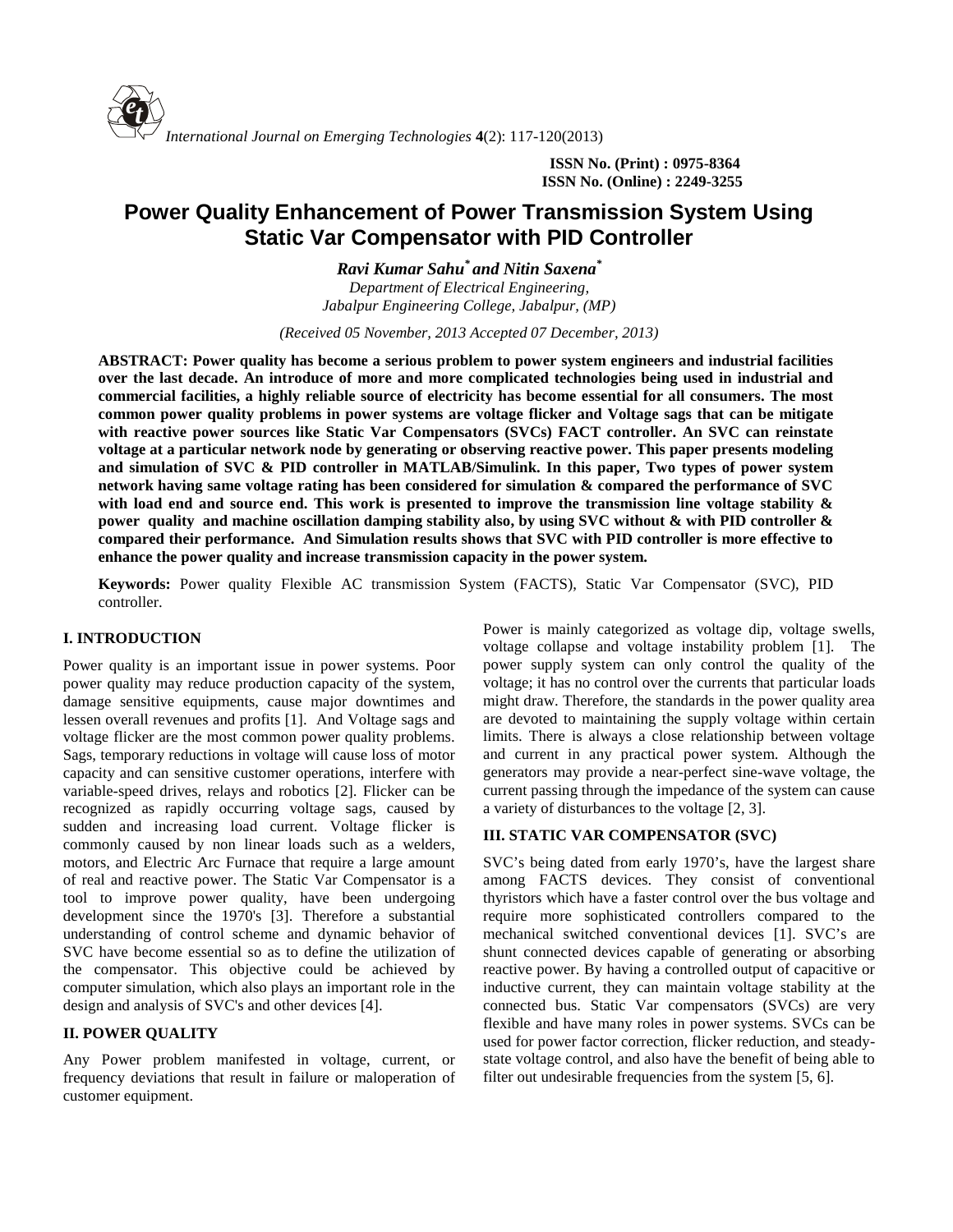# Power Quality Enhancement of Power Transmission System Using Static Var Compensator with PID Controller

***Ravi Kumar Sahu\* and Nitin Saxena\****

*Department of Electrical Engineering,*
*Jabalpur Engineering College, Jabalpur, (MP)*

*(Received 05 November, 2013 Accepted 07 December, 2013)*

**ABSTRACT: Power quality has become a serious problem to power system engineers and industrial facilities over the last decade. An introduce of more and more complicated technologies being used in industrial and commercial facilities, a highly reliable source of electricity has become essential for all consumers. The most common power quality problems in power systems are voltage flicker and Voltage sags that can be mitigate with reactive power sources like Static Var Compensators (SVCs) FACT controller. An SVC can reinstate voltage at a particular network node by generating or observing reactive power. This paper presents modeling and simulation of SVC & PID controller in MATLAB/Simulink. In this paper, Two types of power system network having same voltage rating has been considered for simulation & compared the performance of SVC with load end and source end. This work is presented to improve the transmission line voltage stability & power quality and machine oscillation damping stability also, by using SVC without & with PID controller & compared their performance. And Simulation results shows that SVC with PID controller is more effective to enhance the power quality and increase transmission capacity in the power system.**

**Keywords:** Power quality Flexible AC transmission System (FACTS), Static Var Compensator (SVC), PID controller.

## I. INTRODUCTION

Power quality is an important issue in power systems. Poor power quality may reduce production capacity of the system, damage sensitive equipments, cause major downtimes and lessen overall revenues and profits [1]. And Voltage sags and voltage flicker are the most common power quality problems. Sags, temporary reductions in voltage will cause loss of motor capacity and can sensitive customer operations, interfere with variable-speed drives, relays and robotics [2]. Flicker can be recognized as rapidly occurring voltage sags, caused by sudden and increasing load current. Voltage flicker is commonly caused by non linear loads such as a welders, motors, and Electric Arc Furnace that require a large amount of real and reactive power. The Static Var Compensator is a tool to improve power quality, have been undergoing development since the 1970's [3]. Therefore a substantial understanding of control scheme and dynamic behavior of SVC have become essential so as to define the utilization of the compensator. This objective could be achieved by computer simulation, which also plays an important role in the design and analysis of SVC's and other devices [4].

## II. POWER QUALITY

Any Power problem manifested in voltage, current, or frequency deviations that result in failure or maloperation of customer equipment.

Power is mainly categorized as voltage dip, voltage swells, voltage collapse and voltage instability problem [1]. The power supply system can only control the quality of the voltage; it has no control over the currents that particular loads might draw. Therefore, the standards in the power quality area are devoted to maintaining the supply voltage within certain limits. There is always a close relationship between voltage and current in any practical power system. Although the generators may provide a near-perfect sine-wave voltage, the current passing through the impedance of the system can cause a variety of disturbances to the voltage [2, 3].

## III. STATIC VAR COMPENSATOR (SVC)

SVC's being dated from early 1970's, have the largest share among FACTS devices. They consist of conventional thyristors which have a faster control over the bus voltage and require more sophisticated controllers compared to the mechanical switched conventional devices [1]. SVC's are shunt connected devices capable of generating or absorbing reactive power. By having a controlled output of capacitive or inductive current, they can maintain voltage stability at the connected bus. Static Var compensators (SVCs) are very flexible and have many roles in power systems. SVCs can be used for power factor correction, flicker reduction, and steady-state voltage control, and also have the benefit of being able to filter out undesirable frequencies from the system [5, 6].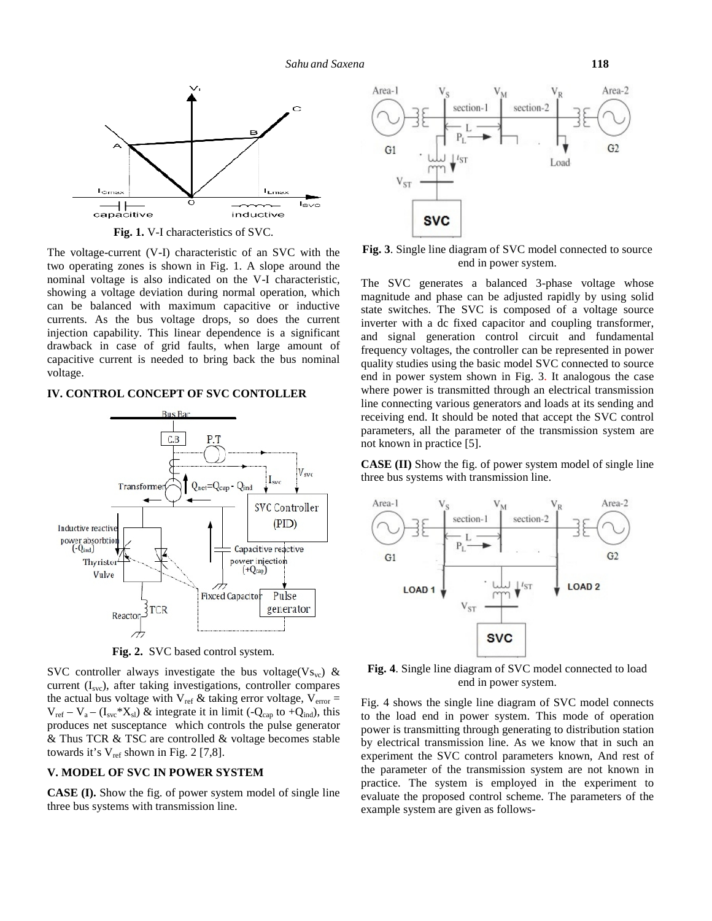**Fig. 1.** V-I characteristics of SVC.

The voltage-current (V-I) characteristic of an SVC with the two operating zones is shown in Fig. 1. A slope around the nominal voltage is also indicated on the V-I characteristic, showing a voltage deviation during normal operation, which can be balanced with maximum capacitive or inductive currents. As the bus voltage drops, so does the current injection capability. This linear dependence is a significant drawback in case of grid faults, when large amount of capacitive current is needed to bring back the bus nominal voltage.

## IV. CONTROL CONCEPT OF SVC CONTOLLER

**Fig. 2.** SVC based control system.

SVC controller always investigate the bus voltage($Vs_{vc}$) & current ($I_{svc}$), after taking investigations, controller compares the actual bus voltage with $V_{ref}$ & taking error voltage, $V_{error} = V_{ref} - V_a - (I_{svc}*X_{sl})$ & integrate it in limit ($-Q_{cap}$ to $+Q_{ind}$), this produces net susceptance which controls the pulse generator & Thus TCR & TSC are controlled & voltage becomes stable towards it's $V_{ref}$ shown in Fig. 2 [7,8].

## V. MODEL OF SVC IN POWER SYSTEM

**CASE (I).** Show the fig. of power system model of single line three bus systems with transmission line.

**Fig. 3**. Single line diagram of SVC model connected to source end in power system.

The SVC generates a balanced 3-phase voltage whose magnitude and phase can be adjusted rapidly by using solid state switches. The SVC is composed of a voltage source inverter with a dc fixed capacitor and coupling transformer, and signal generation control circuit and fundamental frequency voltages, the controller can be represented in power quality studies using the basic model SVC connected to source end in power system shown in Fig. 3. It analogous the case where power is transmitted through an electrical transmission line connecting various generators and loads at its sending and receiving end. It should be noted that accept the SVC control parameters, all the parameter of the transmission system are not known in practice [5].

**CASE (II)** Show the fig. of power system model of single line three bus systems with transmission line.

**Fig. 4**. Single line diagram of SVC model connected to load end in power system.

Fig. 4 shows the single line diagram of SVC model connects to the load end in power system. This mode of operation power is transmitting through generating to distribution station by electrical transmission line. As we know that in such an experiment the SVC control parameters known, And rest of the parameter of the transmission system are not known in practice. The system is employed in the experiment to evaluate the proposed control scheme. The parameters of the example system are given as follows-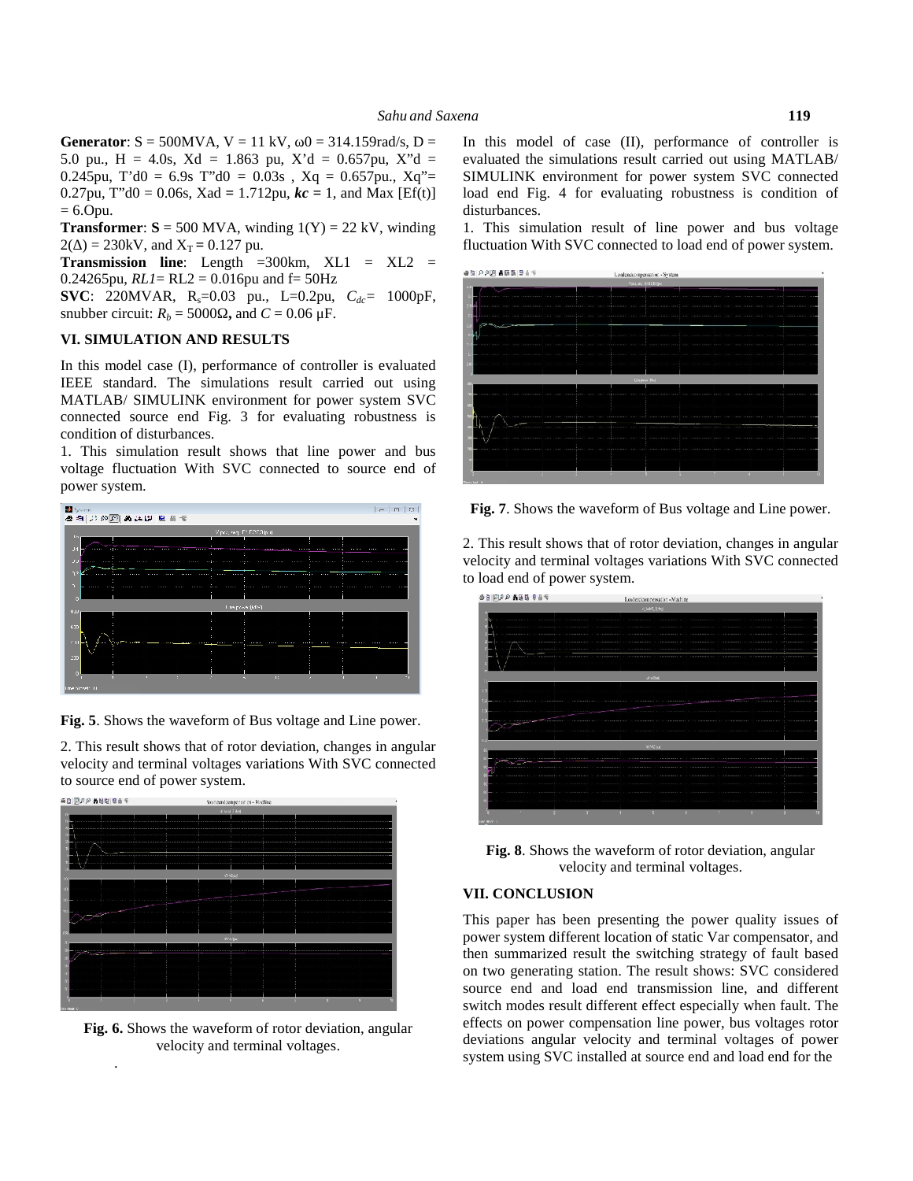**Generator**: S = 500MVA, V = 11 kV, $\omega 0$ = 314.159rad/s, D = 5.0 pu., H = 4.0s, Xd = 1.863 pu, X'd = 0.657pu, X"d = 0.245pu, T'd0 = 6.9s T"d0 = 0.03s , Xq = 0.657pu., Xq"= 0.27pu, T"d0 = 0.06s, Xad = 1.712pu, ***kc*** = 1, and Max [Ef(t)] = 6.Opu.

**Transformer**: **S** = 500 MVA, winding 1(Y) = 22 kV, winding 2($\Delta$) = 230kV, and $X_T$ = 0.127 pu.

**Transmission line**: Length =300km, XL1 = XL2 = 0.24265pu, *RL1*= RL2 = 0.016pu and f= 50Hz

**SVC**: 220MVAR, $R_s$=0.03 pu., L=0.2pu, $C_{dc}$= 1000pF, snubber circuit: $R_b$ = 5000Ω, and *C* = 0.06 μF.

## VI. SIMULATION AND RESULTS

In this model case (I), performance of controller is evaluated IEEE standard. The simulations result carried out using MATLAB/ SIMULINK environment for power system SVC connected source end Fig. 3 for evaluating robustness is condition of disturbances.

1. This simulation result shows that line power and bus voltage fluctuation With SVC connected to source end of power system.

**Fig. 5**. Shows the waveform of Bus voltage and Line power.

2. This result shows that of rotor deviation, changes in angular velocity and terminal voltages variations With SVC connected to source end of power system.

**Fig. 6.** Shows the waveform of rotor deviation, angular velocity and terminal voltages.

In this model of case (II), performance of controller is evaluated the simulations result carried out using MATLAB/ SIMULINK environment for power system SVC connected load end Fig. 4 for evaluating robustness is condition of disturbances.

1. This simulation result of line power and bus voltage fluctuation With SVC connected to load end of power system.

**Fig. 7**. Shows the waveform of Bus voltage and Line power.

2. This result shows that of rotor deviation, changes in angular velocity and terminal voltages variations With SVC connected to load end of power system.

**Fig. 8**. Shows the waveform of rotor deviation, angular velocity and terminal voltages.

## VII. CONCLUSION

This paper has been presenting the power quality issues of power system different location of static Var compensator, and then summarized result the switching strategy of fault based on two generating station. The result shows: SVC considered source end and load end transmission line, and different switch modes result different effect especially when fault. The effects on power compensation line power, bus voltages rotor deviations angular velocity and terminal voltages of power system using SVC installed at source end and load end for the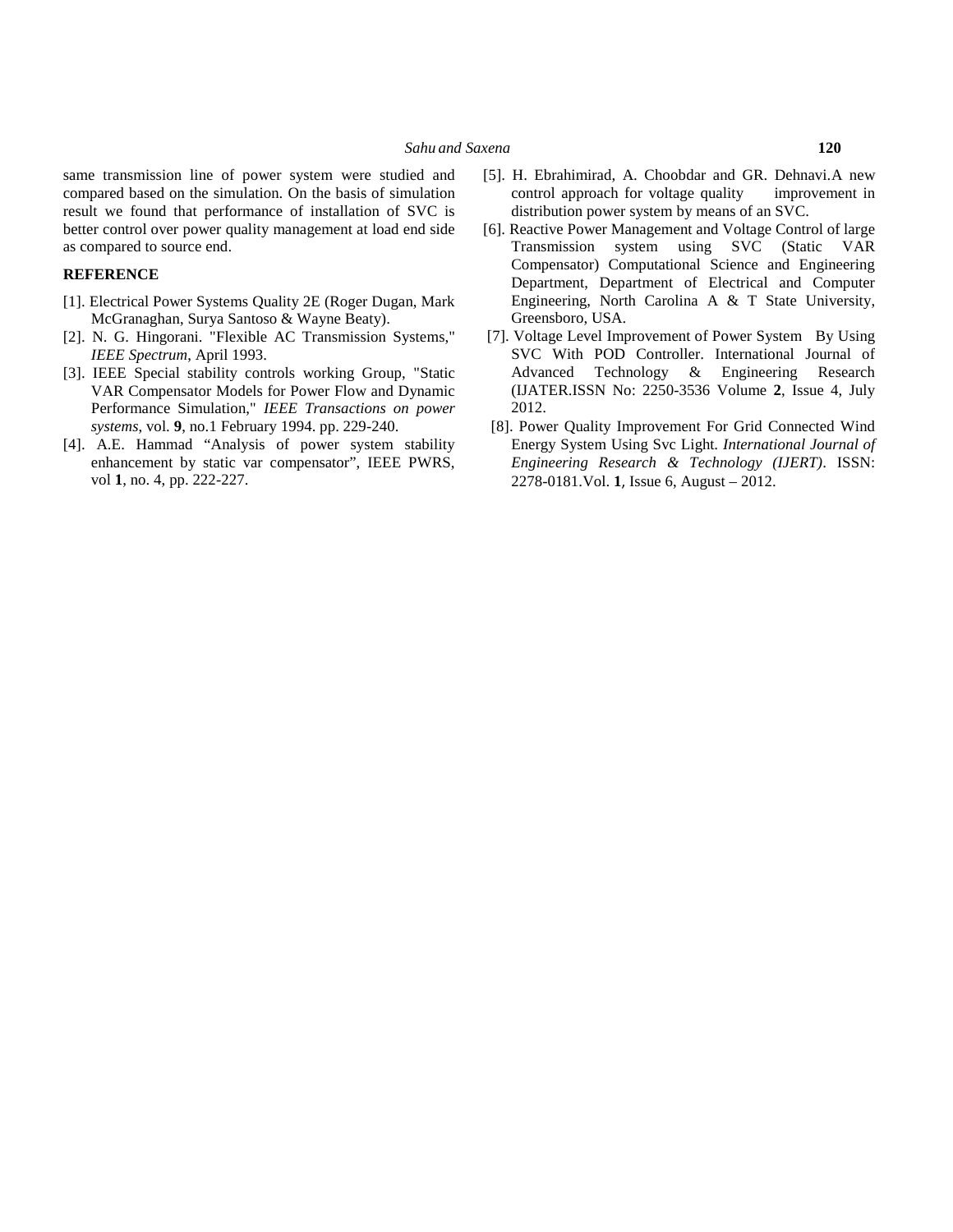same transmission line of power system were studied and compared based on the simulation. On the basis of simulation result we found that performance of installation of SVC is better control over power quality management at load end side as compared to source end.

## REFERENCE

[1]. Electrical Power Systems Quality 2E (Roger Dugan, Mark McGranaghan, Surya Santoso & Wayne Beaty).

[2]. N. G. Hingorani. "Flexible AC Transmission Systems," *IEEE Spectrum*, April 1993.

[3]. IEEE Special stability controls working Group, "Static VAR Compensator Models for Power Flow and Dynamic Performance Simulation," *IEEE Transactions on power systems*, vol. **9**, no.1 February 1994. pp. 229-240.

[4]. A.E. Hammad "Analysis of power system stability enhancement by static var compensator", IEEE PWRS, vol **1**, no. 4, pp. 222-227.

[5]. H. Ebrahimirad, A. Choobdar and GR. Dehnavi.A new control approach for voltage quality improvement in distribution power system by means of an SVC.

[6]. Reactive Power Management and Voltage Control of large Transmission system using SVC (Static VAR Compensator) Computational Science and Engineering Department, Department of Electrical and Computer Engineering, North Carolina A & T State University, Greensboro, USA.

[7]. Voltage Level Improvement of Power System By Using SVC With POD Controller. International Journal of Advanced Technology & Engineering Research (IJATER.ISSN No: 2250-3536 Volume **2**, Issue 4, July 2012.

[8]. Power Quality Improvement For Grid Connected Wind Energy System Using Svc Light. *International Journal of Engineering Research & Technology (IJERT)*. ISSN: 2278-0181.Vol. **1**, Issue 6, August – 2012.